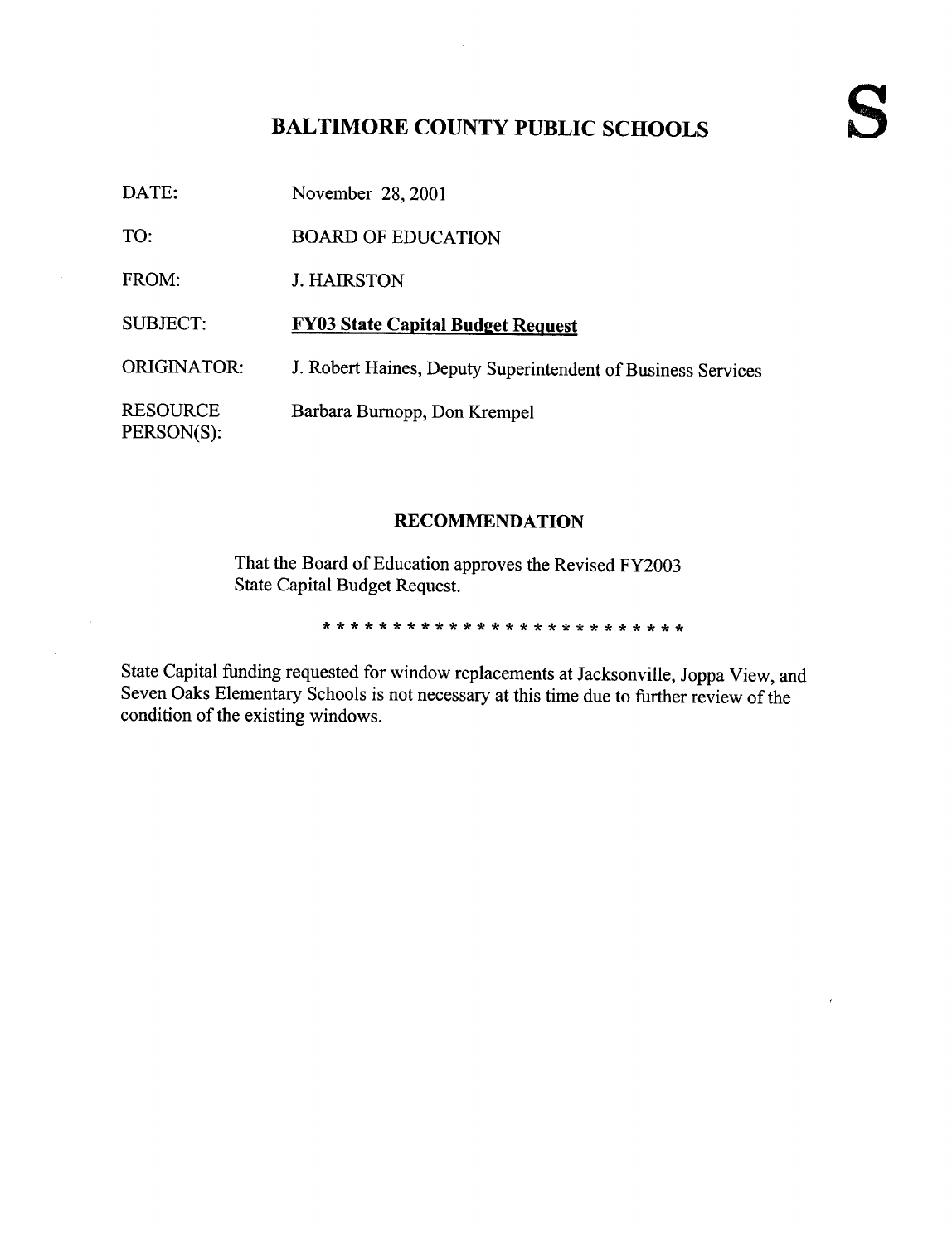# BALTIMORE COUNTY PUBLIC SCHOOLS

**S**

| | |
|---|---|
| DATE: | November 28, 2001 |
| TO: | BOARD OF EDUCATION |
| FROM: | J. HAIRSTON |
| SUBJECT: | **FY03 State Capital Budget Request** |
| ORIGINATOR: | J. Robert Haines, Deputy Superintendent of Business Services |
| RESOURCE PERSON(S): | Barbara Burnopp, Don Krempel |

## RECOMMENDATION

That the Board of Education approves the Revised FY2003 State Capital Budget Request.

* * * * * * * * * * * * * * * * * * * * * * * * * *

State Capital funding requested for window replacements at Jacksonville, Joppa View, and Seven Oaks Elementary Schools is not necessary at this time due to further review of the condition of the existing windows.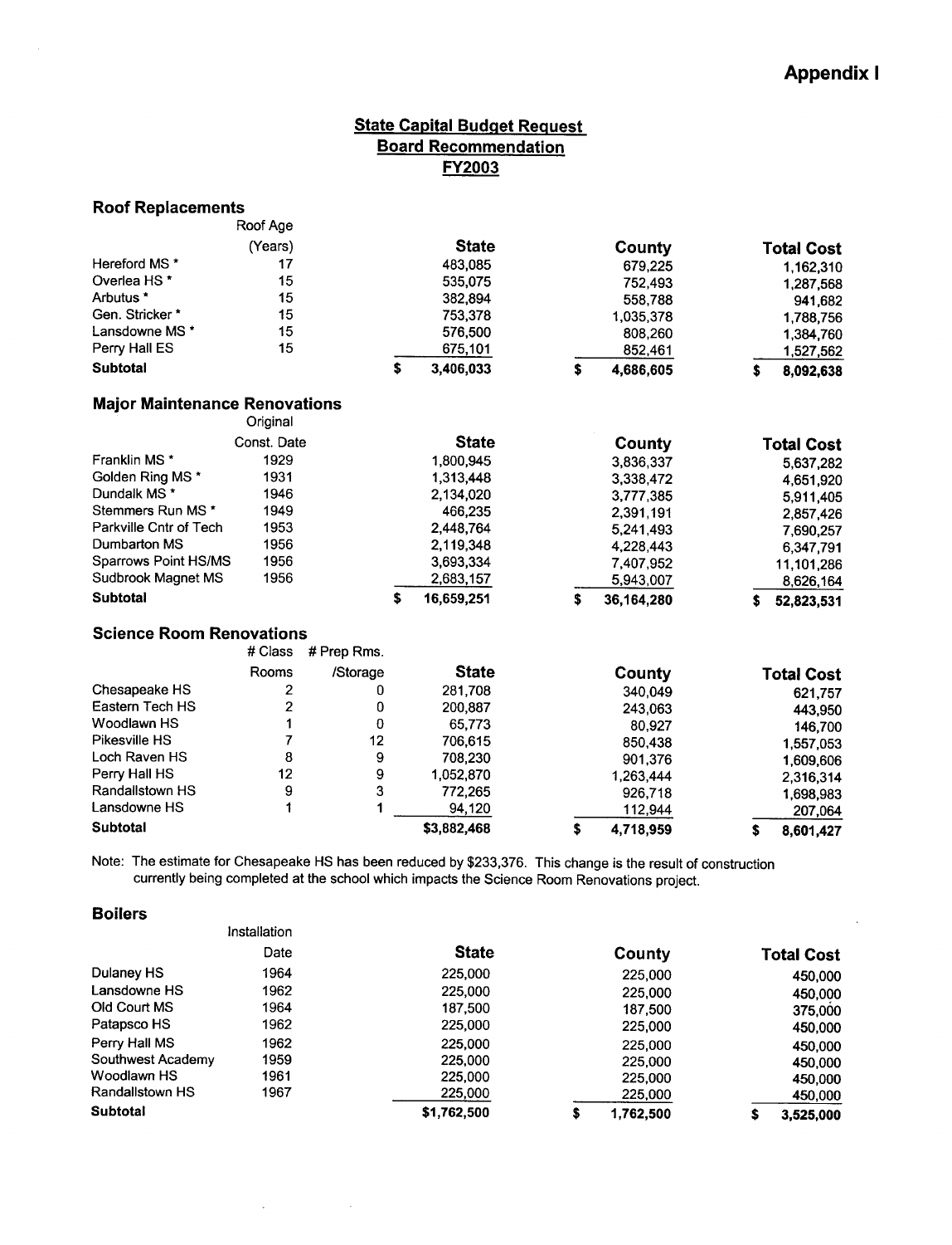# Appendix I

## State Capital Budget Request
## Board Recommendation
## FY2003

### Roof Replacements

| | Roof Age (Years) | State | County | Total Cost |
|---|---|---|---|---|
| Hereford MS * | 17 | 483,085 | 679,225 | 1,162,310 |
| Overlea HS * | 15 | 535,075 | 752,493 | 1,287,568 |
| Arbutus * | 15 | 382,894 | 558,788 | 941,682 |
| Gen. Stricker * | 15 | 753,378 | 1,035,378 | 1,788,756 |
| Lansdowne MS * | 15 | 576,500 | 808,260 | 1,384,760 |
| Perry Hall ES | 15 | 675,101 | 852,461 | 1,527,562 |
| **Subtotal** | | **$ 3,406,033** | **$ 4,686,605** | **$ 8,092,638** |

### Major Maintenance Renovations

| | Original Const. Date | State | County | Total Cost |
|---|---|---|---|---|
| Franklin MS * | 1929 | 1,800,945 | 3,836,337 | 5,637,282 |
| Golden Ring MS * | 1931 | 1,313,448 | 3,338,472 | 4,651,920 |
| Dundalk MS * | 1946 | 2,134,020 | 3,777,385 | 5,911,405 |
| Stemmers Run MS * | 1949 | 466,235 | 2,391,191 | 2,857,426 |
| Parkville Cntr of Tech | 1953 | 2,448,764 | 5,241,493 | 7,690,257 |
| Dumbarton MS | 1956 | 2,119,348 | 4,228,443 | 6,347,791 |
| Sparrows Point HS/MS | 1956 | 3,693,334 | 7,407,952 | 11,101,286 |
| Sudbrook Magnet MS | 1956 | 2,683,157 | 5,943,007 | 8,626,164 |
| **Subtotal** | | **$ 16,659,251** | **$ 36,164,280** | **$ 52,823,531** |

### Science Room Renovations

| | # Class Rooms | # Prep Rms. /Storage | State | County | Total Cost |
|---|---|---|---|---|---|
| Chesapeake HS | 2 | 0 | 281,708 | 340,049 | 621,757 |
| Eastern Tech HS | 2 | 0 | 200,887 | 243,063 | 443,950 |
| Woodlawn HS | 1 | 0 | 65,773 | 80,927 | 146,700 |
| Pikesville HS | 7 | 12 | 706,615 | 850,438 | 1,557,053 |
| Loch Raven HS | 8 | 9 | 708,230 | 901,376 | 1,609,606 |
| Perry Hall HS | 12 | 9 | 1,052,870 | 1,263,444 | 2,316,314 |
| Randallstown HS | 9 | 3 | 772,265 | 926,718 | 1,698,983 |
| Lansdowne HS | 1 | 1 | 94,120 | 112,944 | 207,064 |
| **Subtotal** | | | **$3,882,468** | **$ 4,718,959** | **$ 8,601,427** |

Note: The estimate for Chesapeake HS has been reduced by $233,376. This change is the result of construction currently being completed at the school which impacts the Science Room Renovations project.

### Boilers

| | Installation Date | State | County | Total Cost |
|---|---|---|---|---|
| Dulaney HS | 1964 | 225,000 | 225,000 | 450,000 |
| Lansdowne HS | 1962 | 225,000 | 225,000 | 450,000 |
| Old Court MS | 1964 | 187,500 | 187,500 | 375,000 |
| Patapsco HS | 1962 | 225,000 | 225,000 | 450,000 |
| Perry Hall MS | 1962 | 225,000 | 225,000 | 450,000 |
| Southwest Academy | 1959 | 225,000 | 225,000 | 450,000 |
| Woodlawn HS | 1961 | 225,000 | 225,000 | 450,000 |
| Randallstown HS | 1967 | 225,000 | 225,000 | 450,000 |
| **Subtotal** | | **$1,762,500** | **$ 1,762,500** | **$ 3,525,000** |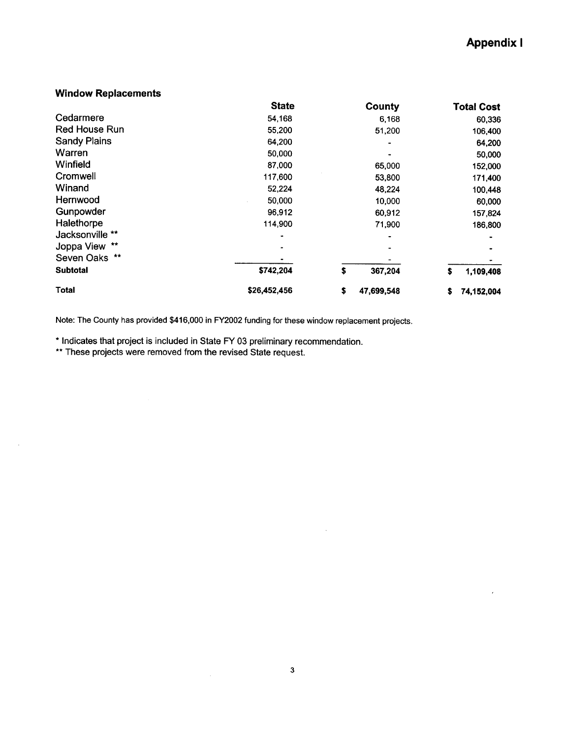# Appendix I

## Window Replacements

| | State | County | Total Cost |
|---|---|---|---|
| Cedarmere | 54,168 | 6,168 | 60,336 |
| Red House Run | 55,200 | 51,200 | 106,400 |
| Sandy Plains | 64,200 | - | 64,200 |
| Warren | 50,000 | - | 50,000 |
| Winfield | 87,000 | 65,000 | 152,000 |
| Cromwell | 117,600 | 53,800 | 171,400 |
| Winand | 52,224 | 48,224 | 100,448 |
| Hernwood | 50,000 | 10,000 | 60,000 |
| Gunpowder | 96,912 | 60,912 | 157,824 |
| Halethorpe | 114,900 | 71,900 | 186,800 |
| Jacksonville ** | - | - | - |
| Joppa View ** | - | - | - |
| Seven Oaks ** | - | - | - |
| **Subtotal** | **$742,204** | **$ 367,204** | **$ 1,109,408** |
| **Total** | **$26,452,456** | **$ 47,699,548** | **$ 74,152,004** |

Note: The County has provided $416,000 in FY2002 funding for these window replacement projects.

* Indicates that project is included in State FY 03 preliminary recommendation.

** These projects were removed from the revised State request.